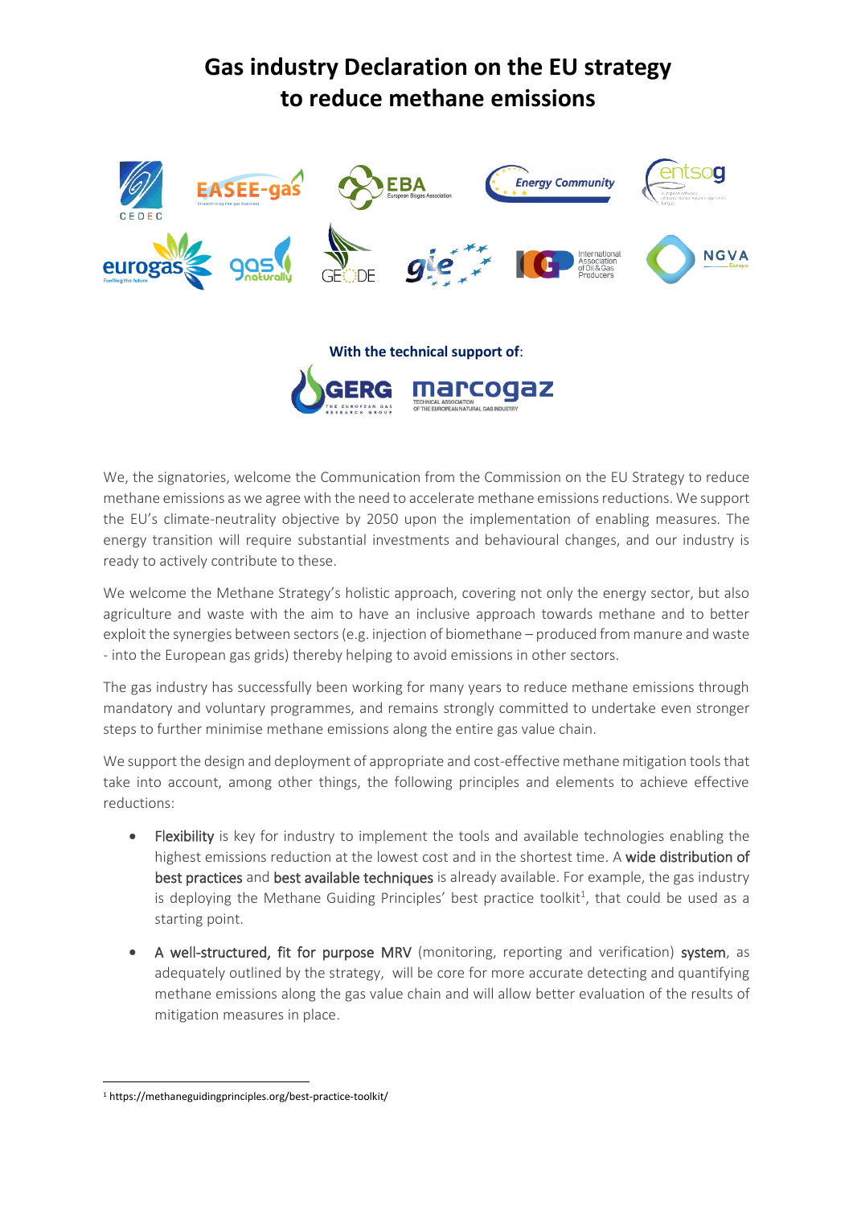# Gas industry Declaration on the EU strategy to reduce methane emissions

With the technical support of:

We, the signatories, welcome the Communication from the Commission on the EU Strategy to reduce methane emissions as we agree with the need to accelerate methane emissions reductions. We support the EU's climate-neutrality objective by 2050 upon the implementation of enabling measures. The energy transition will require substantial investments and behavioural changes, and our industry is ready to actively contribute to these.

We welcome the Methane Strategy's holistic approach, covering not only the energy sector, but also agriculture and waste with the aim to have an inclusive approach towards methane and to better exploit the synergies between sectors (e.g. injection of biomethane – produced from manure and waste - into the European gas grids) thereby helping to avoid emissions in other sectors.

The gas industry has successfully been working for many years to reduce methane emissions through mandatory and voluntary programmes, and remains strongly committed to undertake even stronger steps to further minimise methane emissions along the entire gas value chain.

We support the design and deployment of appropriate and cost-effective methane mitigation tools that take into account, among other things, the following principles and elements to achieve effective reductions:

- Flexibility is key for industry to implement the tools and available technologies enabling the highest emissions reduction at the lowest cost and in the shortest time. A wide distribution of best practices and best available techniques is already available. For example, the gas industry is deploying the Methane Guiding Principles' best practice toolkit[1], that could be used as a starting point.
- A well-structured, fit for purpose MRV (monitoring, reporting and verification) system, as adequately outlined by the strategy, will be core for more accurate detecting and quantifying methane emissions along the gas value chain and will allow better evaluation of the results of mitigation measures in place.

[1] https://methaneguidingprinciples.org/best-practice-toolkit/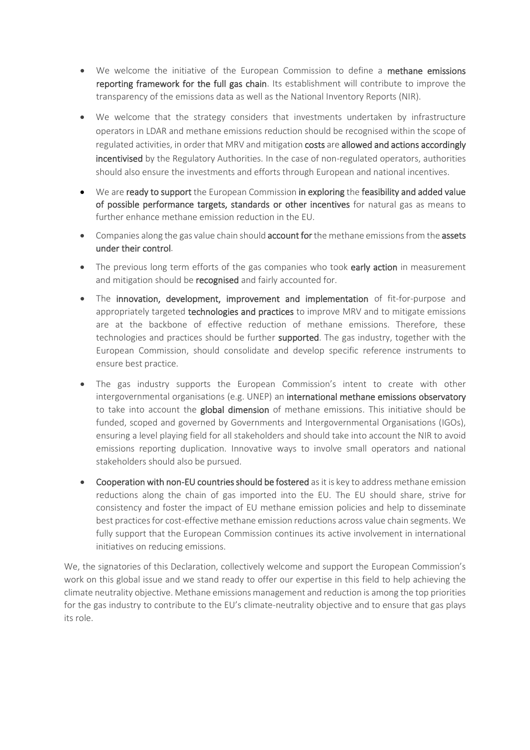- We welcome the initiative of the European Commission to define a **methane emissions reporting framework for the full gas chain**. Its establishment will contribute to improve the transparency of the emissions data as well as the National Inventory Reports (NIR).
- We welcome that the strategy considers that investments undertaken by infrastructure operators in LDAR and methane emissions reduction should be recognised within the scope of regulated activities, in order that MRV and mitigation **costs** are **allowed and actions accordingly incentivised** by the Regulatory Authorities. In the case of non-regulated operators, authorities should also ensure the investments and efforts through European and national incentives.
- We are **ready to support** the European Commission **in exploring** the **feasibility and added value of possible performance targets, standards or other incentives** for natural gas as means to further enhance methane emission reduction in the EU.
- Companies along the gas value chain should **account for** the methane emissions from the **assets under their control**.
- The previous long term efforts of the gas companies who took **early action** in measurement and mitigation should be **recognised** and fairly accounted for.
- The **innovation, development, improvement and implementation** of fit-for-purpose and appropriately targeted **technologies and practices** to improve MRV and to mitigate emissions are at the backbone of effective reduction of methane emissions. Therefore, these technologies and practices should be further **supported**. The gas industry, together with the European Commission, should consolidate and develop specific reference instruments to ensure best practice.
- The gas industry supports the European Commission's intent to create with other intergovernmental organisations (e.g. UNEP) an **international methane emissions observatory** to take into account the **global dimension** of methane emissions. This initiative should be funded, scoped and governed by Governments and Intergovernmental Organisations (IGOs), ensuring a level playing field for all stakeholders and should take into account the NIR to avoid emissions reporting duplication. Innovative ways to involve small operators and national stakeholders should also be pursued.
- **Cooperation with non-EU countries should be fostered** as it is key to address methane emission reductions along the chain of gas imported into the EU. The EU should share, strive for consistency and foster the impact of EU methane emission policies and help to disseminate best practices for cost-effective methane emission reductions across value chain segments. We fully support that the European Commission continues its active involvement in international initiatives on reducing emissions.

We, the signatories of this Declaration, collectively welcome and support the European Commission's work on this global issue and we stand ready to offer our expertise in this field to help achieving the climate neutrality objective. Methane emissions management and reduction is among the top priorities for the gas industry to contribute to the EU's climate-neutrality objective and to ensure that gas plays its role.